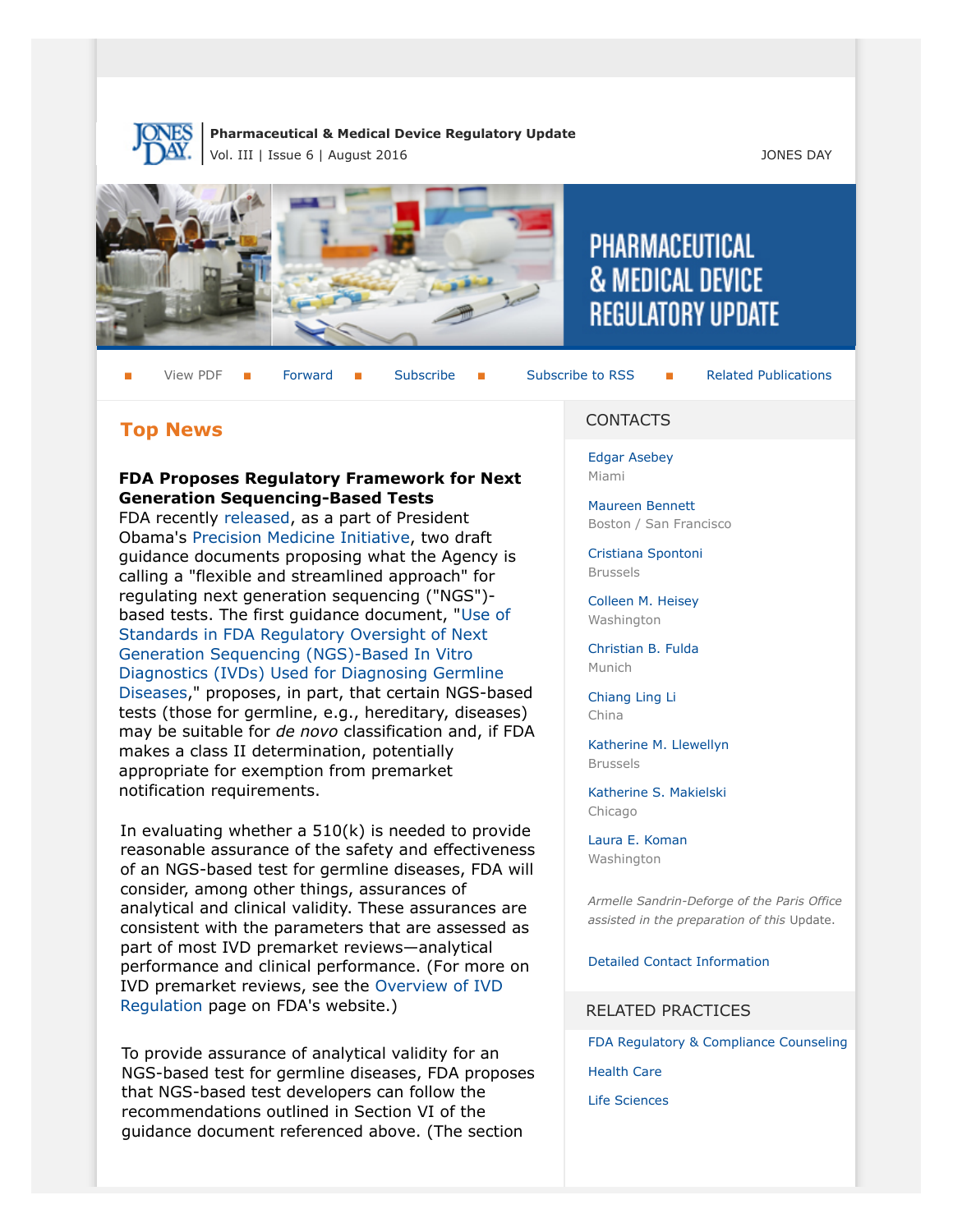**Pharmaceutical & Medical Device Regulatory Update**
Vol. III | Issue 6 | August 2016

JONES DAY

# PHARMACEUTICAL & MEDICAL DEVICE REGULATORY UPDATE

View PDF | Forward | Subscribe | Subscribe to RSS | Related Publications

## Top News

### FDA Proposes Regulatory Framework for Next Generation Sequencing-Based Tests

FDA recently released, as a part of President Obama's Precision Medicine Initiative, two draft guidance documents proposing what the Agency is calling a "flexible and streamlined approach" for regulating next generation sequencing ("NGS")-based tests. The first guidance document, "Use of Standards in FDA Regulatory Oversight of Next Generation Sequencing (NGS)-Based In Vitro Diagnostics (IVDs) Used for Diagnosing Germline Diseases," proposes, in part, that certain NGS-based tests (those for germline, e.g., hereditary, diseases) may be suitable for *de novo* classification and, if FDA makes a class II determination, potentially appropriate for exemption from premarket notification requirements.

In evaluating whether a 510(k) is needed to provide reasonable assurance of the safety and effectiveness of an NGS-based test for germline diseases, FDA will consider, among other things, assurances of analytical and clinical validity. These assurances are consistent with the parameters that are assessed as part of most IVD premarket reviews—analytical performance and clinical performance. (For more on IVD premarket reviews, see the Overview of IVD Regulation page on FDA's website.)

To provide assurance of analytical validity for an NGS-based test for germline diseases, FDA proposes that NGS-based test developers can follow the recommendations outlined in Section VI of the guidance document referenced above. (The section

## CONTACTS

Edgar Asebey
Miami

Maureen Bennett
Boston / San Francisco

Cristiana Spontoni
Brussels

Colleen M. Heisey
Washington

Christian B. Fulda
Munich

Chiang Ling Li
China

Katherine M. Llewellyn
Brussels

Katherine S. Makielski
Chicago

Laura E. Koman
Washington

*Armelle Sandrin-Deforge of the Paris Office assisted in the preparation of this* Update.

Detailed Contact Information

## RELATED PRACTICES

FDA Regulatory & Compliance Counseling

Health Care

Life Sciences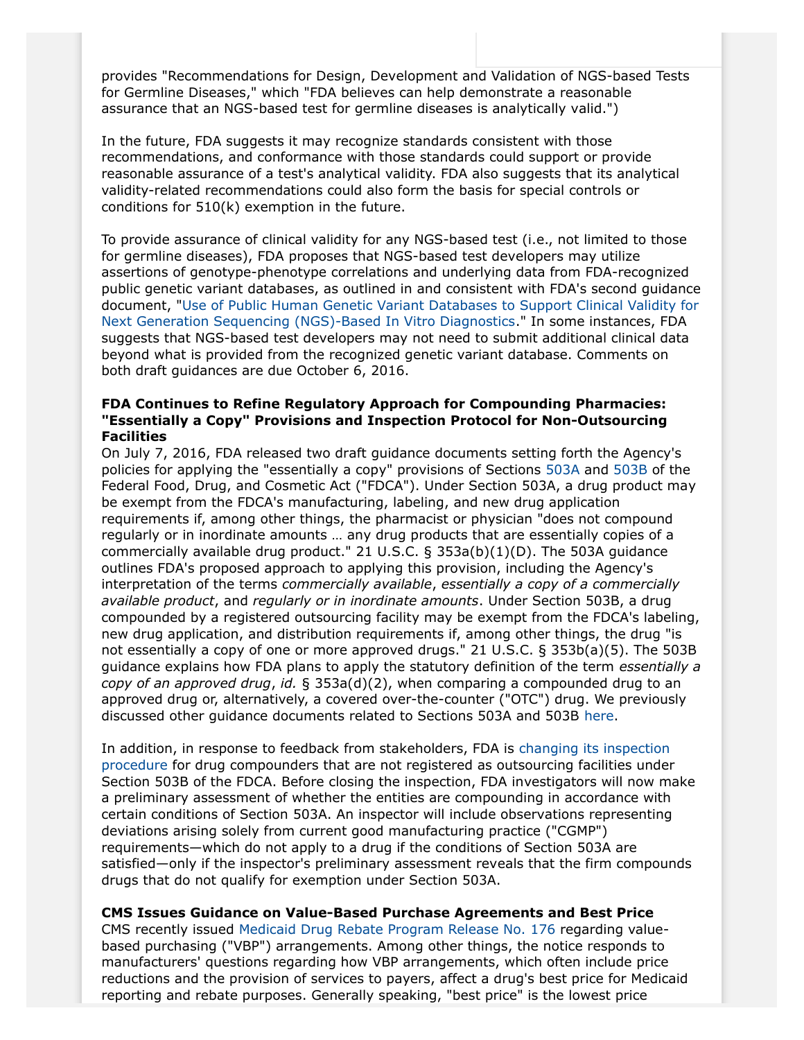provides "Recommendations for Design, Development and Validation of NGS-based Tests for Germline Diseases," which "FDA believes can help demonstrate a reasonable assurance that an NGS-based test for germline diseases is analytically valid.")

In the future, FDA suggests it may recognize standards consistent with those recommendations, and conformance with those standards could support or provide reasonable assurance of a test's analytical validity. FDA also suggests that its analytical validity-related recommendations could also form the basis for special controls or conditions for 510(k) exemption in the future.

To provide assurance of clinical validity for any NGS-based test (i.e., not limited to those for germline diseases), FDA proposes that NGS-based test developers may utilize assertions of genotype-phenotype correlations and underlying data from FDA-recognized public genetic variant databases, as outlined in and consistent with FDA's second guidance document, "Use of Public Human Genetic Variant Databases to Support Clinical Validity for Next Generation Sequencing (NGS)-Based In Vitro Diagnostics." In some instances, FDA suggests that NGS-based test developers may not need to submit additional clinical data beyond what is provided from the recognized genetic variant database. Comments on both draft guidances are due October 6, 2016.

**FDA Continues to Refine Regulatory Approach for Compounding Pharmacies: "Essentially a Copy" Provisions and Inspection Protocol for Non-Outsourcing Facilities**

On July 7, 2016, FDA released two draft guidance documents setting forth the Agency's policies for applying the "essentially a copy" provisions of Sections 503A and 503B of the Federal Food, Drug, and Cosmetic Act ("FDCA"). Under Section 503A, a drug product may be exempt from the FDCA's manufacturing, labeling, and new drug application requirements if, among other things, the pharmacist or physician "does not compound regularly or in inordinate amounts … any drug products that are essentially copies of a commercially available drug product." 21 U.S.C. § 353a(b)(1)(D). The 503A guidance outlines FDA's proposed approach to applying this provision, including the Agency's interpretation of the terms *commercially available*, *essentially a copy of a commercially available product*, and *regularly or in inordinate amounts*. Under Section 503B, a drug compounded by a registered outsourcing facility may be exempt from the FDCA's labeling, new drug application, and distribution requirements if, among other things, the drug "is not essentially a copy of one or more approved drugs." 21 U.S.C. § 353b(a)(5). The 503B guidance explains how FDA plans to apply the statutory definition of the term *essentially a copy of an approved drug*, *id.* § 353a(d)(2), when comparing a compounded drug to an approved drug or, alternatively, a covered over-the-counter ("OTC") drug. We previously discussed other guidance documents related to Sections 503A and 503B here.

In addition, in response to feedback from stakeholders, FDA is changing its inspection procedure for drug compounders that are not registered as outsourcing facilities under Section 503B of the FDCA. Before closing the inspection, FDA investigators will now make a preliminary assessment of whether the entities are compounding in accordance with certain conditions of Section 503A. An inspector will include observations representing deviations arising solely from current good manufacturing practice ("CGMP") requirements—which do not apply to a drug if the conditions of Section 503A are satisfied—only if the inspector's preliminary assessment reveals that the firm compounds drugs that do not qualify for exemption under Section 503A.

**CMS Issues Guidance on Value-Based Purchase Agreements and Best Price**

CMS recently issued Medicaid Drug Rebate Program Release No. 176 regarding value-based purchasing ("VBP") arrangements. Among other things, the notice responds to manufacturers' questions regarding how VBP arrangements, which often include price reductions and the provision of services to payers, affect a drug's best price for Medicaid reporting and rebate purposes. Generally speaking, "best price" is the lowest price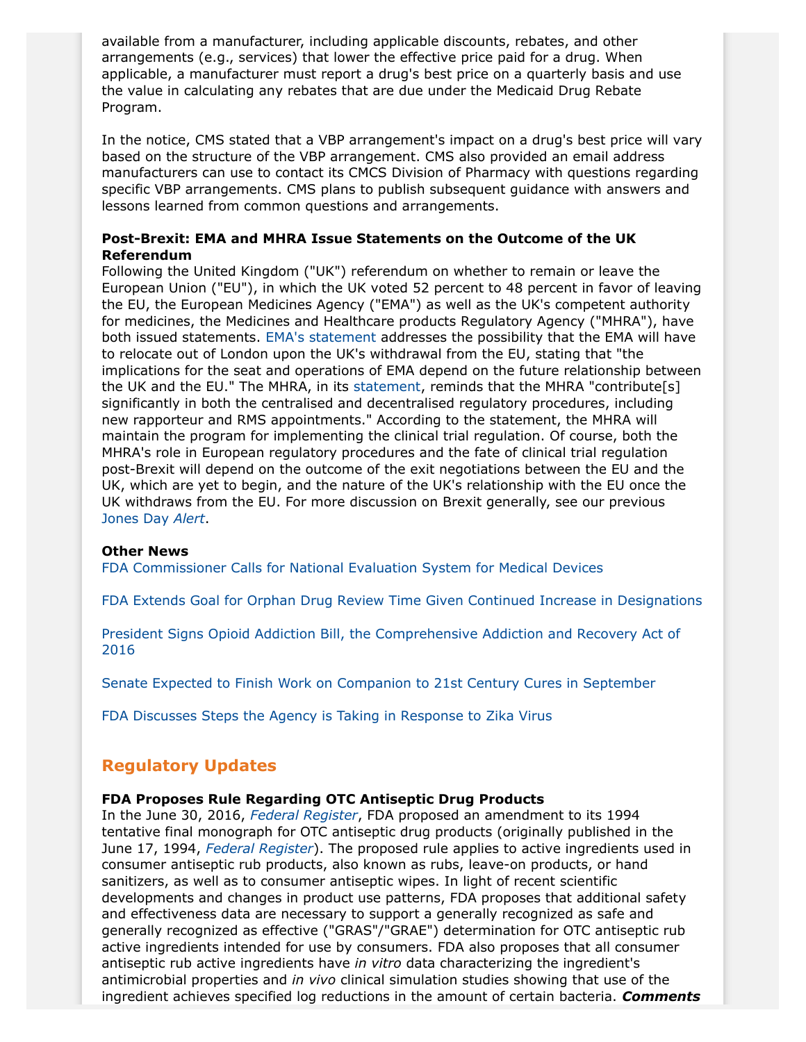available from a manufacturer, including applicable discounts, rebates, and other arrangements (e.g., services) that lower the effective price paid for a drug. When applicable, a manufacturer must report a drug's best price on a quarterly basis and use the value in calculating any rebates that are due under the Medicaid Drug Rebate Program.

In the notice, CMS stated that a VBP arrangement's impact on a drug's best price will vary based on the structure of the VBP arrangement. CMS also provided an email address manufacturers can use to contact its CMCS Division of Pharmacy with questions regarding specific VBP arrangements. CMS plans to publish subsequent guidance with answers and lessons learned from common questions and arrangements.

**Post-Brexit: EMA and MHRA Issue Statements on the Outcome of the UK Referendum**

Following the United Kingdom ("UK") referendum on whether to remain or leave the European Union ("EU"), in which the UK voted 52 percent to 48 percent in favor of leaving the EU, the European Medicines Agency ("EMA") as well as the UK's competent authority for medicines, the Medicines and Healthcare products Regulatory Agency ("MHRA"), have both issued statements. EMA's statement addresses the possibility that the EMA will have to relocate out of London upon the UK's withdrawal from the EU, stating that "the implications for the seat and operations of EMA depend on the future relationship between the UK and the EU." The MHRA, in its statement, reminds that the MHRA "contribute[s] significantly in both the centralised and decentralised regulatory procedures, including new rapporteur and RMS appointments." According to the statement, the MHRA will maintain the program for implementing the clinical trial regulation. Of course, both the MHRA's role in European regulatory procedures and the fate of clinical trial regulation post-Brexit will depend on the outcome of the exit negotiations between the EU and the UK, which are yet to begin, and the nature of the UK's relationship with the EU once the UK withdraws from the EU. For more discussion on Brexit generally, see our previous Jones Day *Alert*.

**Other News**

FDA Commissioner Calls for National Evaluation System for Medical Devices

FDA Extends Goal for Orphan Drug Review Time Given Continued Increase in Designations

President Signs Opioid Addiction Bill, the Comprehensive Addiction and Recovery Act of 2016

Senate Expected to Finish Work on Companion to 21st Century Cures in September

FDA Discusses Steps the Agency is Taking in Response to Zika Virus

## Regulatory Updates

**FDA Proposes Rule Regarding OTC Antiseptic Drug Products**

In the June 30, 2016, *Federal Register*, FDA proposed an amendment to its 1994 tentative final monograph for OTC antiseptic drug products (originally published in the June 17, 1994, *Federal Register*). The proposed rule applies to active ingredients used in consumer antiseptic rub products, also known as rubs, leave-on products, or hand sanitizers, as well as to consumer antiseptic wipes. In light of recent scientific developments and changes in product use patterns, FDA proposes that additional safety and effectiveness data are necessary to support a generally recognized as safe and generally recognized as effective ("GRAS"/"GRAE") determination for OTC antiseptic rub active ingredients intended for use by consumers. FDA also proposes that all consumer antiseptic rub active ingredients have *in vitro* data characterizing the ingredient's antimicrobial properties and *in vivo* clinical simulation studies showing that use of the ingredient achieves specified log reductions in the amount of certain bacteria. ***Comments***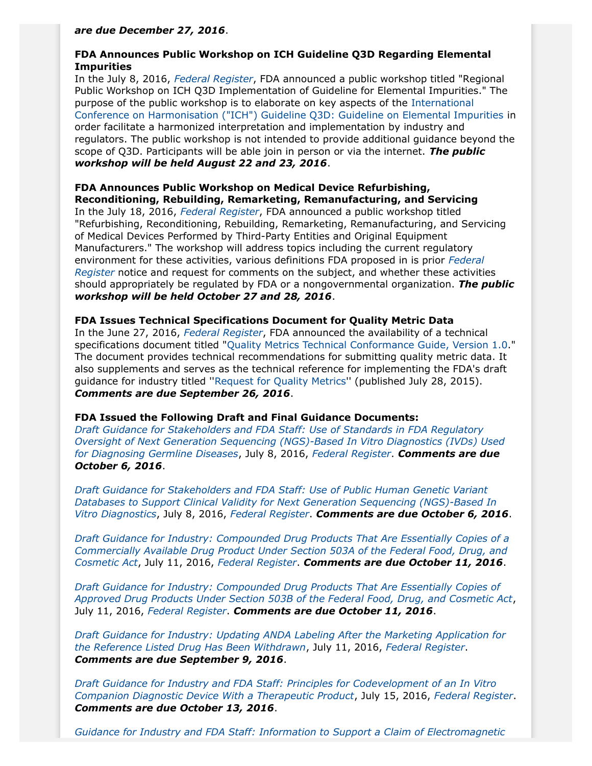***are due December 27, 2016***.

**FDA Announces Public Workshop on ICH Guideline Q3D Regarding Elemental Impurities**
In the July 8, 2016, *Federal Register*, FDA announced a public workshop titled "Regional Public Workshop on ICH Q3D Implementation of Guideline for Elemental Impurities." The purpose of the public workshop is to elaborate on key aspects of the International Conference on Harmonisation ("ICH") Guideline Q3D: Guideline on Elemental Impurities in order facilitate a harmonized interpretation and implementation by industry and regulators. The public workshop is not intended to provide additional guidance beyond the scope of Q3D. Participants will be able join in person or via the internet. ***The public workshop will be held August 22 and 23, 2016***.

**FDA Announces Public Workshop on Medical Device Refurbishing, Reconditioning, Rebuilding, Remarketing, Remanufacturing, and Servicing**
In the July 18, 2016, *Federal Register*, FDA announced a public workshop titled "Refurbishing, Reconditioning, Rebuilding, Remarketing, Remanufacturing, and Servicing of Medical Devices Performed by Third-Party Entities and Original Equipment Manufacturers." The workshop will address topics including the current regulatory environment for these activities, various definitions FDA proposed in is prior *Federal Register* notice and request for comments on the subject, and whether these activities should appropriately be regulated by FDA or a nongovernmental organization. ***The public workshop will be held October 27 and 28, 2016***.

**FDA Issues Technical Specifications Document for Quality Metric Data**
In the June 27, 2016, *Federal Register*, FDA announced the availability of a technical specifications document titled "Quality Metrics Technical Conformance Guide, Version 1.0." The document provides technical recommendations for submitting quality metric data. It also supplements and serves as the technical reference for implementing the FDA's draft guidance for industry titled ''Request for Quality Metrics'' (published July 28, 2015). ***Comments are due September 26, 2016***.

**FDA Issued the Following Draft and Final Guidance Documents:**
*Draft Guidance for Stakeholders and FDA Staff: Use of Standards in FDA Regulatory Oversight of Next Generation Sequencing (NGS)-Based In Vitro Diagnostics (IVDs) Used for Diagnosing Germline Diseases*, July 8, 2016, *Federal Register*. ***Comments are due October 6, 2016***.

*Draft Guidance for Stakeholders and FDA Staff: Use of Public Human Genetic Variant Databases to Support Clinical Validity for Next Generation Sequencing (NGS)-Based In Vitro Diagnostics*, July 8, 2016, *Federal Register*. ***Comments are due October 6, 2016***.

*Draft Guidance for Industry: Compounded Drug Products That Are Essentially Copies of a Commercially Available Drug Product Under Section 503A of the Federal Food, Drug, and Cosmetic Act*, July 11, 2016, *Federal Register*. ***Comments are due October 11, 2016***.

*Draft Guidance for Industry: Compounded Drug Products That Are Essentially Copies of Approved Drug Products Under Section 503B of the Federal Food, Drug, and Cosmetic Act*, July 11, 2016, *Federal Register*. ***Comments are due October 11, 2016***.

*Draft Guidance for Industry: Updating ANDA Labeling After the Marketing Application for the Reference Listed Drug Has Been Withdrawn*, July 11, 2016, *Federal Register*. ***Comments are due September 9, 2016***.

*Draft Guidance for Industry and FDA Staff: Principles for Codevelopment of an In Vitro Companion Diagnostic Device With a Therapeutic Product*, July 15, 2016, *Federal Register*. ***Comments are due October 13, 2016***.

*Guidance for Industry and FDA Staff: Information to Support a Claim of Electromagnetic*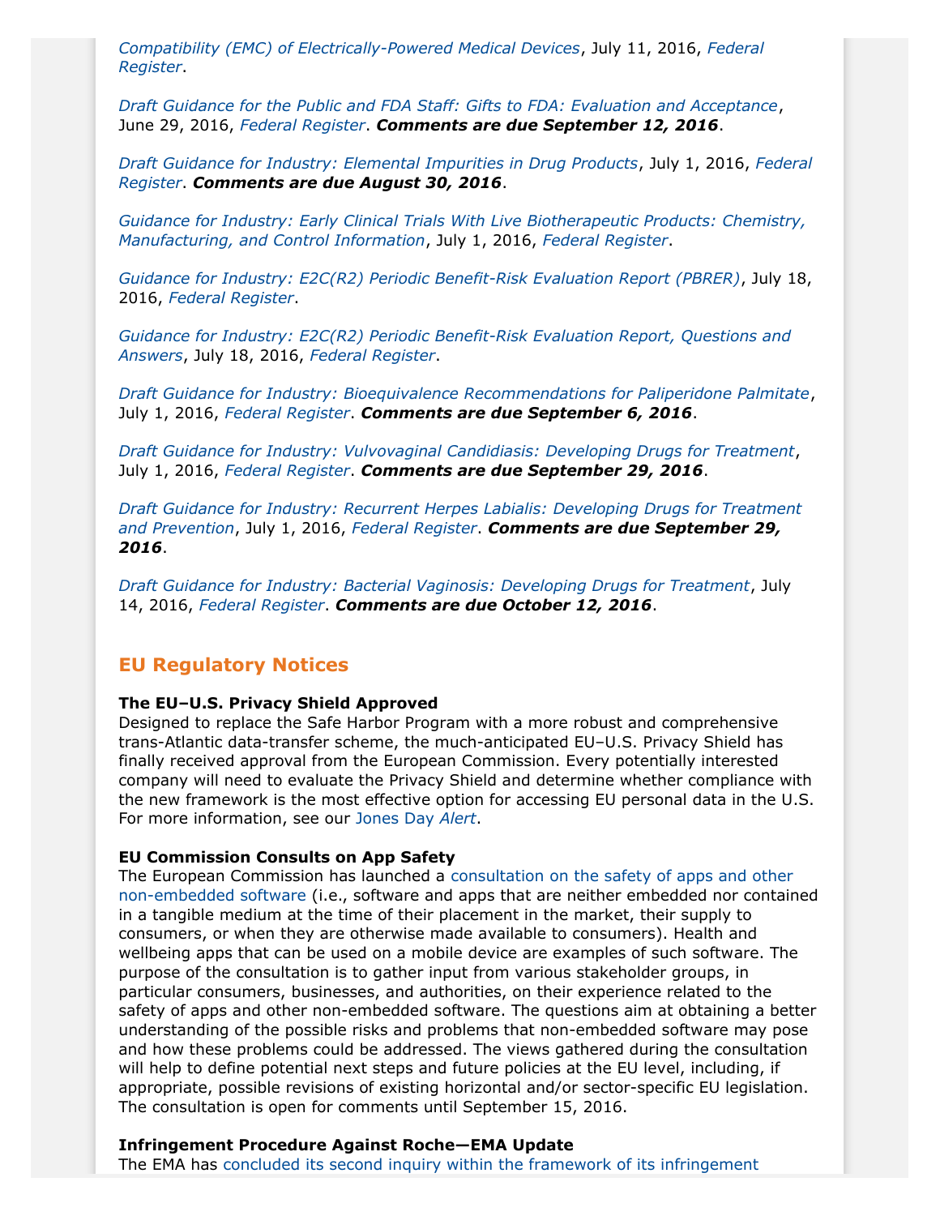*Compatibility (EMC) of Electrically-Powered Medical Devices*, July 11, 2016, *Federal Register*.

*Draft Guidance for the Public and FDA Staff: Gifts to FDA: Evaluation and Acceptance*, June 29, 2016, *Federal Register*. ***Comments are due September 12, 2016***.

*Draft Guidance for Industry: Elemental Impurities in Drug Products*, July 1, 2016, *Federal Register*. ***Comments are due August 30, 2016***.

*Guidance for Industry: Early Clinical Trials With Live Biotherapeutic Products: Chemistry, Manufacturing, and Control Information*, July 1, 2016, *Federal Register*.

*Guidance for Industry: E2C(R2) Periodic Benefit-Risk Evaluation Report (PBRER)*, July 18, 2016, *Federal Register*.

*Guidance for Industry: E2C(R2) Periodic Benefit-Risk Evaluation Report, Questions and Answers*, July 18, 2016, *Federal Register*.

*Draft Guidance for Industry: Bioequivalence Recommendations for Paliperidone Palmitate*, July 1, 2016, *Federal Register*. ***Comments are due September 6, 2016***.

*Draft Guidance for Industry: Vulvovaginal Candidiasis: Developing Drugs for Treatment*, July 1, 2016, *Federal Register*. ***Comments are due September 29, 2016***.

*Draft Guidance for Industry: Recurrent Herpes Labialis: Developing Drugs for Treatment and Prevention*, July 1, 2016, *Federal Register*. ***Comments are due September 29, 2016***.

*Draft Guidance for Industry: Bacterial Vaginosis: Developing Drugs for Treatment*, July 14, 2016, *Federal Register*. ***Comments are due October 12, 2016***.

## EU Regulatory Notices

**The EU–U.S. Privacy Shield Approved**
Designed to replace the Safe Harbor Program with a more robust and comprehensive trans-Atlantic data-transfer scheme, the much-anticipated EU–U.S. Privacy Shield has finally received approval from the European Commission. Every potentially interested company will need to evaluate the Privacy Shield and determine whether compliance with the new framework is the most effective option for accessing EU personal data in the U.S. For more information, see our Jones Day *Alert*.

**EU Commission Consults on App Safety**
The European Commission has launched a consultation on the safety of apps and other non-embedded software (i.e., software and apps that are neither embedded nor contained in a tangible medium at the time of their placement in the market, their supply to consumers, or when they are otherwise made available to consumers). Health and wellbeing apps that can be used on a mobile device are examples of such software. The purpose of the consultation is to gather input from various stakeholder groups, in particular consumers, businesses, and authorities, on their experience related to the safety of apps and other non-embedded software. The questions aim at obtaining a better understanding of the possible risks and problems that non-embedded software may pose and how these problems could be addressed. The views gathered during the consultation will help to define potential next steps and future policies at the EU level, including, if appropriate, possible revisions of existing horizontal and/or sector-specific EU legislation. The consultation is open for comments until September 15, 2016.

**Infringement Procedure Against Roche—EMA Update**
The EMA has concluded its second inquiry within the framework of its infringement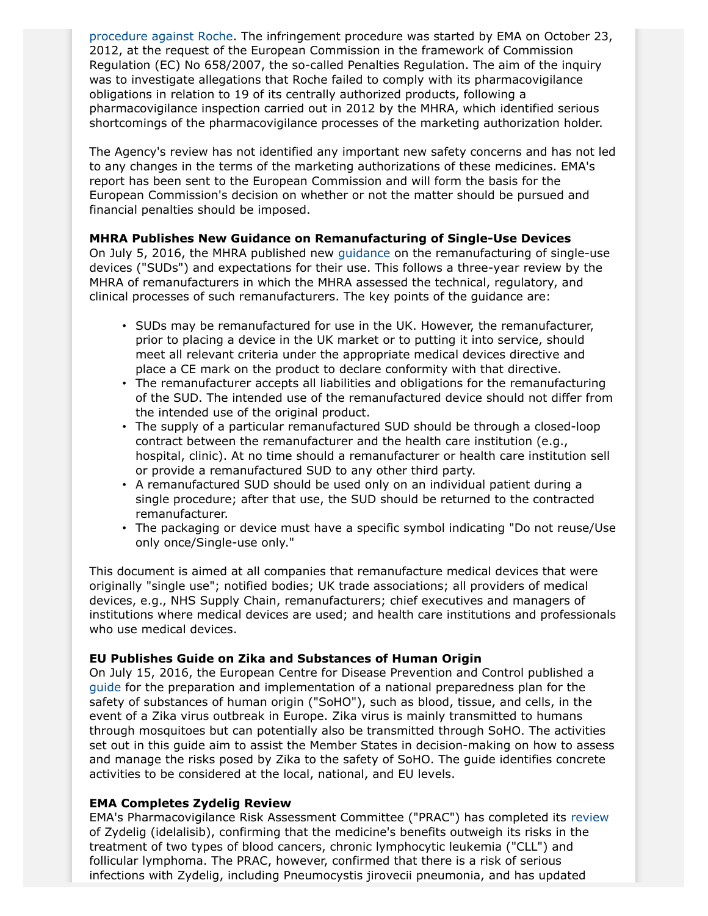procedure against Roche. The infringement procedure was started by EMA on October 23, 2012, at the request of the European Commission in the framework of Commission Regulation (EC) No 658/2007, the so-called Penalties Regulation. The aim of the inquiry was to investigate allegations that Roche failed to comply with its pharmacovigilance obligations in relation to 19 of its centrally authorized products, following a pharmacovigilance inspection carried out in 2012 by the MHRA, which identified serious shortcomings of the pharmacovigilance processes of the marketing authorization holder.

The Agency's review has not identified any important new safety concerns and has not led to any changes in the terms of the marketing authorizations of these medicines. EMA's report has been sent to the European Commission and will form the basis for the European Commission's decision on whether or not the matter should be pursued and financial penalties should be imposed.

**MHRA Publishes New Guidance on Remanufacturing of Single-Use Devices**
On July 5, 2016, the MHRA published new guidance on the remanufacturing of single-use devices ("SUDs") and expectations for their use. This follows a three-year review by the MHRA of remanufacturers in which the MHRA assessed the technical, regulatory, and clinical processes of such remanufacturers. The key points of the guidance are:

- SUDs may be remanufactured for use in the UK. However, the remanufacturer, prior to placing a device in the UK market or to putting it into service, should meet all relevant criteria under the appropriate medical devices directive and place a CE mark on the product to declare conformity with that directive.
- The remanufacturer accepts all liabilities and obligations for the remanufacturing of the SUD. The intended use of the remanufactured device should not differ from the intended use of the original product.
- The supply of a particular remanufactured SUD should be through a closed-loop contract between the remanufacturer and the health care institution (e.g., hospital, clinic). At no time should a remanufacturer or health care institution sell or provide a remanufactured SUD to any other third party.
- A remanufactured SUD should be used only on an individual patient during a single procedure; after that use, the SUD should be returned to the contracted remanufacturer.
- The packaging or device must have a specific symbol indicating "Do not reuse/Use only once/Single-use only."

This document is aimed at all companies that remanufacture medical devices that were originally "single use"; notified bodies; UK trade associations; all providers of medical devices, e.g., NHS Supply Chain, remanufacturers; chief executives and managers of institutions where medical devices are used; and health care institutions and professionals who use medical devices.

**EU Publishes Guide on Zika and Substances of Human Origin**
On July 15, 2016, the European Centre for Disease Prevention and Control published a guide for the preparation and implementation of a national preparedness plan for the safety of substances of human origin ("SoHO"), such as blood, tissue, and cells, in the event of a Zika virus outbreak in Europe. Zika virus is mainly transmitted to humans through mosquitoes but can potentially also be transmitted through SoHO. The activities set out in this guide aim to assist the Member States in decision-making on how to assess and manage the risks posed by Zika to the safety of SoHO. The guide identifies concrete activities to be considered at the local, national, and EU levels.

**EMA Completes Zydelig Review**
EMA's Pharmacovigilance Risk Assessment Committee ("PRAC") has completed its review of Zydelig (idelalisib), confirming that the medicine's benefits outweigh its risks in the treatment of two types of blood cancers, chronic lymphocytic leukemia ("CLL") and follicular lymphoma. The PRAC, however, confirmed that there is a risk of serious infections with Zydelig, including Pneumocystis jirovecii pneumonia, and has updated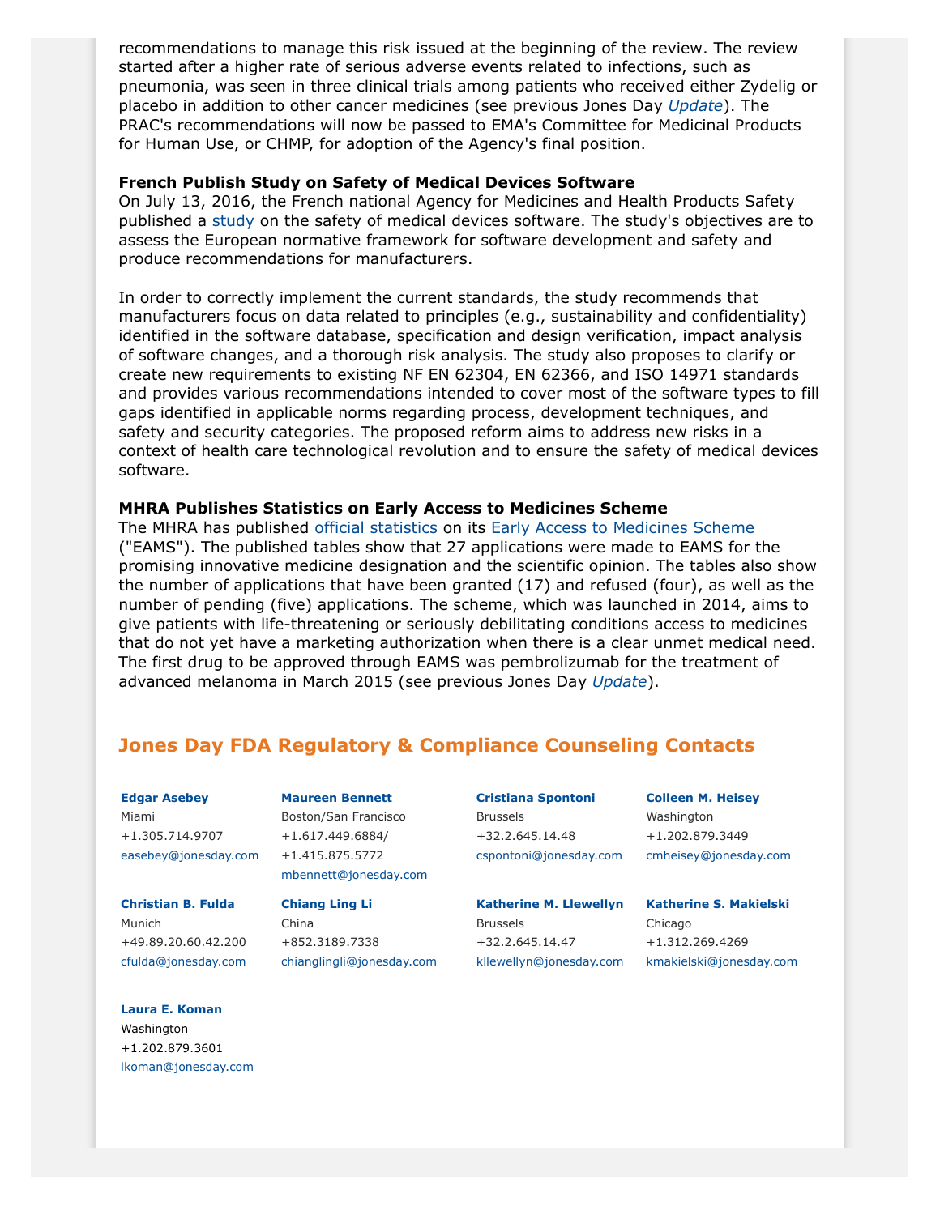recommendations to manage this risk issued at the beginning of the review. The review started after a higher rate of serious adverse events related to infections, such as pneumonia, was seen in three clinical trials among patients who received either Zydelig or placebo in addition to other cancer medicines (see previous Jones Day *Update*). The PRAC's recommendations will now be passed to EMA's Committee for Medicinal Products for Human Use, or CHMP, for adoption of the Agency's final position.

**French Publish Study on Safety of Medical Devices Software**

On July 13, 2016, the French national Agency for Medicines and Health Products Safety published a study on the safety of medical devices software. The study's objectives are to assess the European normative framework for software development and safety and produce recommendations for manufacturers.

In order to correctly implement the current standards, the study recommends that manufacturers focus on data related to principles (e.g., sustainability and confidentiality) identified in the software database, specification and design verification, impact analysis of software changes, and a thorough risk analysis. The study also proposes to clarify or create new requirements to existing NF EN 62304, EN 62366, and ISO 14971 standards and provides various recommendations intended to cover most of the software types to fill gaps identified in applicable norms regarding process, development techniques, and safety and security categories. The proposed reform aims to address new risks in a context of health care technological revolution and to ensure the safety of medical devices software.

**MHRA Publishes Statistics on Early Access to Medicines Scheme**

The MHRA has published official statistics on its Early Access to Medicines Scheme ("EAMS"). The published tables show that 27 applications were made to EAMS for the promising innovative medicine designation and the scientific opinion. The tables also show the number of applications that have been granted (17) and refused (four), as well as the number of pending (five) applications. The scheme, which was launched in 2014, aims to give patients with life-threatening or seriously debilitating conditions access to medicines that do not yet have a marketing authorization when there is a clear unmet medical need. The first drug to be approved through EAMS was pembrolizumab for the treatment of advanced melanoma in March 2015 (see previous Jones Day *Update*).

## Jones Day FDA Regulatory & Compliance Counseling Contacts

**Edgar Asebey**
Miami
+1.305.714.9707
easebey@jonesday.com

**Maureen Bennett**
Boston/San Francisco
+1.617.449.6884/
+1.415.875.5772
mbennett@jonesday.com

**Cristiana Spontoni**
Brussels
+32.2.645.14.48
cspontoni@jonesday.com

**Colleen M. Heisey**
Washington
+1.202.879.3449
cmheisey@jonesday.com

**Christian B. Fulda**
Munich
+49.89.20.60.42.200
cfulda@jonesday.com

**Chiang Ling Li**
China
+852.3189.7338
chianglingli@jonesday.com

**Katherine M. Llewellyn**
Brussels
+32.2.645.14.47
kllewellyn@jonesday.com

**Katherine S. Makielski**
Chicago
+1.312.269.4269
kmakielski@jonesday.com

**Laura E. Koman**
Washington
+1.202.879.3601
lkoman@jonesday.com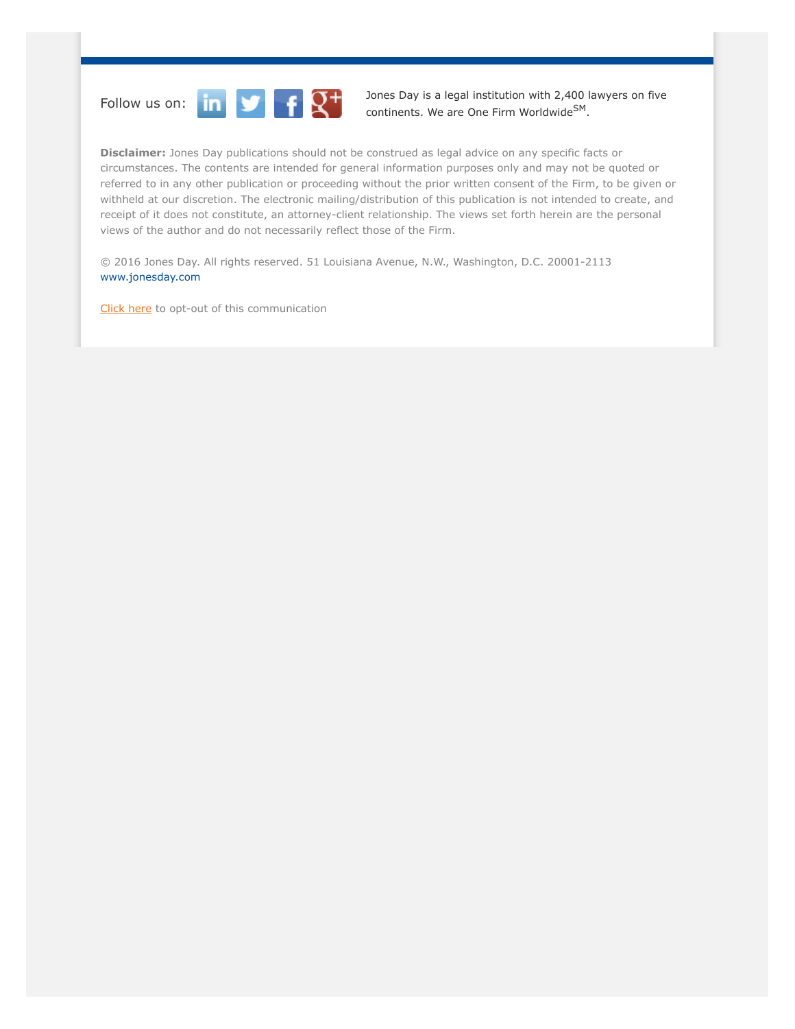Follow us on:

Jones Day is a legal institution with 2,400 lawyers on five continents. We are One Firm Worldwide[SM].

**Disclaimer:** Jones Day publications should not be construed as legal advice on any specific facts or circumstances. The contents are intended for general information purposes only and may not be quoted or referred to in any other publication or proceeding without the prior written consent of the Firm, to be given or withheld at our discretion. The electronic mailing/distribution of this publication is not intended to create, and receipt of it does not constitute, an attorney-client relationship. The views set forth herein are the personal views of the author and do not necessarily reflect those of the Firm.

© 2016 Jones Day. All rights reserved. 51 Louisiana Avenue, N.W., Washington, D.C. 20001-2113
www.jonesday.com

Click here to opt-out of this communication